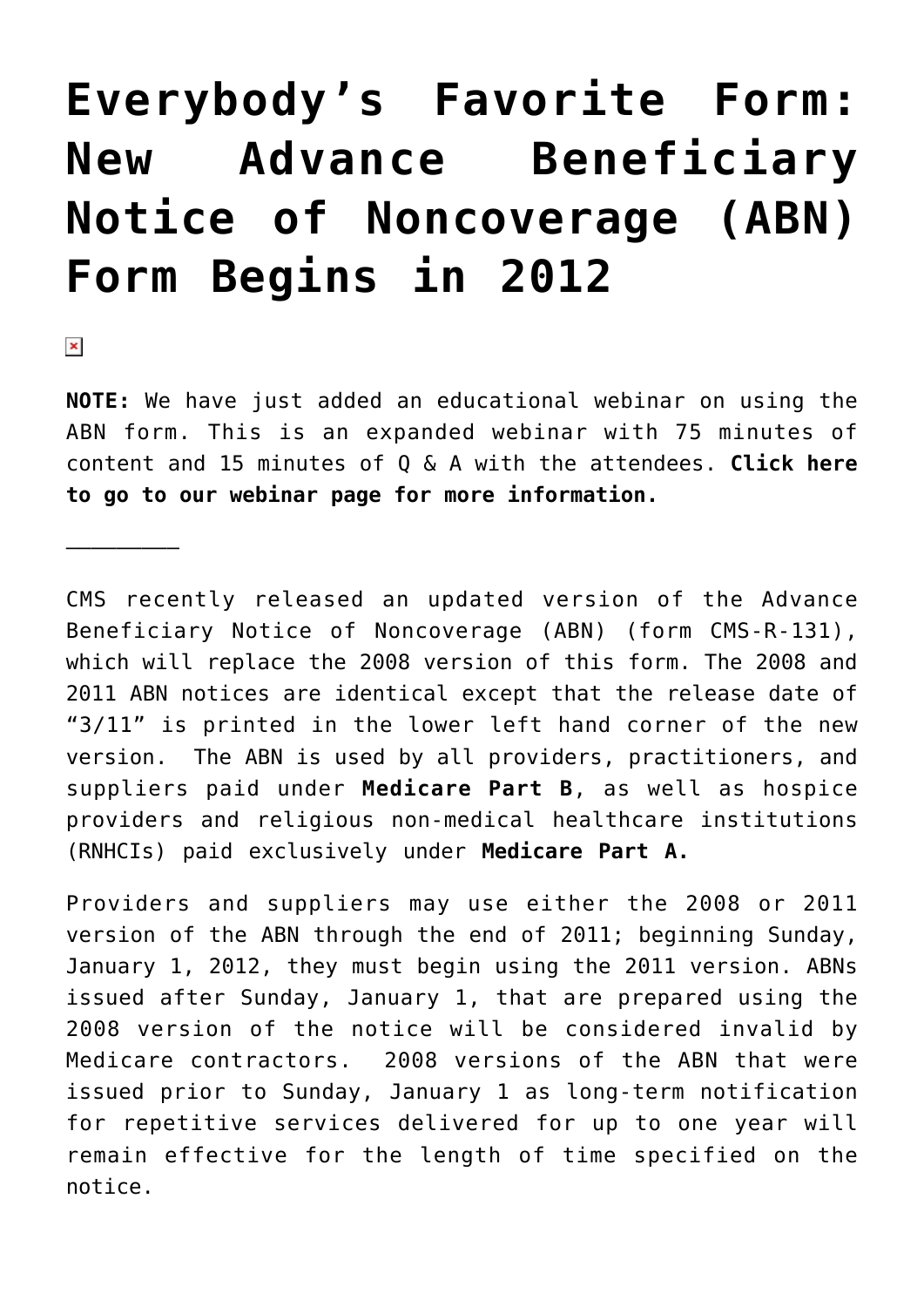# Everybody's Favorite Form: New Advance Beneficiary Notice of Noncoverage (ABN) Form Begins in 2012

**NOTE:** We have just added an educational webinar on using the ABN form. This is an expanded webinar with 75 minutes of content and 15 minutes of Q & A with the attendees. **Click here to go to our webinar page for more information.**

---

CMS recently released an updated version of the Advance Beneficiary Notice of Noncoverage (ABN) (form CMS-R-131), which will replace the 2008 version of this form. The 2008 and 2011 ABN notices are identical except that the release date of "3/11" is printed in the lower left hand corner of the new version. The ABN is used by all providers, practitioners, and suppliers paid under **Medicare Part B**, as well as hospice providers and religious non-medical healthcare institutions (RNHCIs) paid exclusively under **Medicare Part A.**

Providers and suppliers may use either the 2008 or 2011 version of the ABN through the end of 2011; beginning Sunday, January 1, 2012, they must begin using the 2011 version. ABNs issued after Sunday, January 1, that are prepared using the 2008 version of the notice will be considered invalid by Medicare contractors. 2008 versions of the ABN that were issued prior to Sunday, January 1 as long-term notification for repetitive services delivered for up to one year will remain effective for the length of time specified on the notice.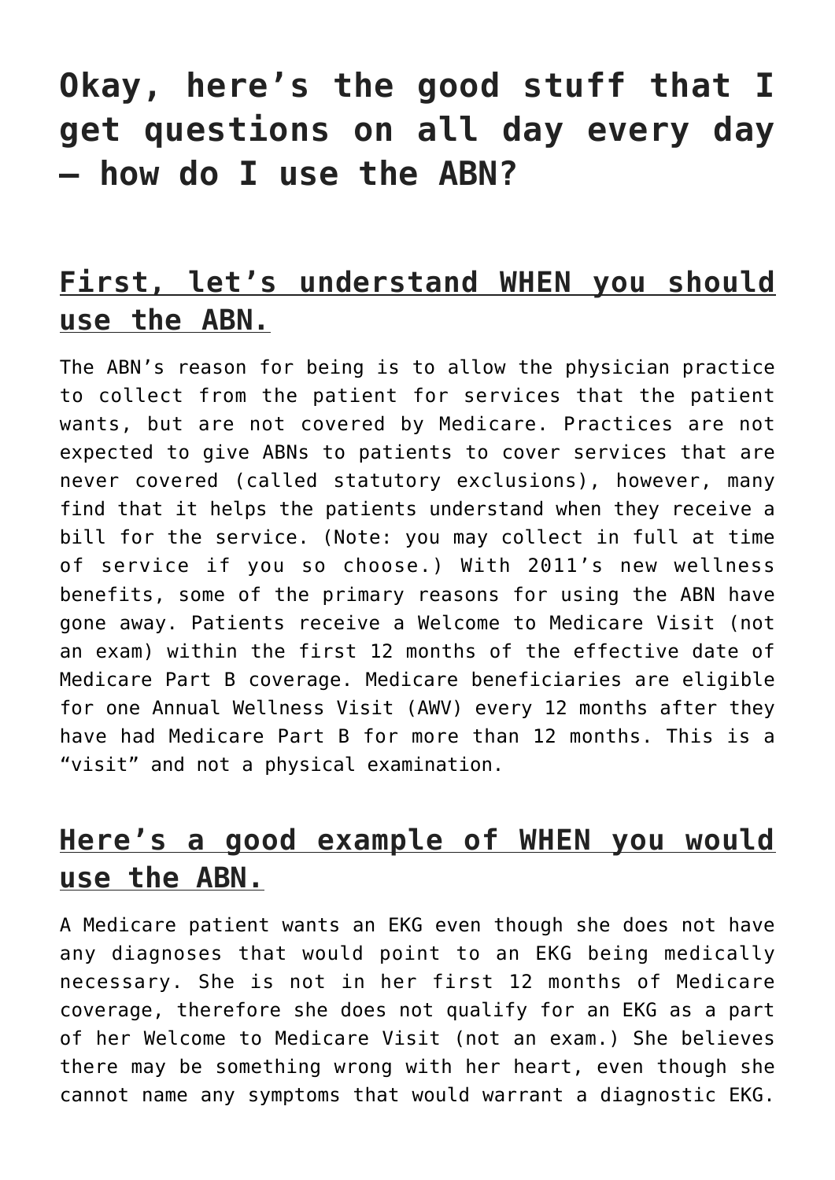# Okay, here's the good stuff that I get questions on all day every day – how do I use the ABN?

## First, let's understand WHEN you should use the ABN.

The ABN's reason for being is to allow the physician practice to collect from the patient for services that the patient wants, but are not covered by Medicare. Practices are not expected to give ABNs to patients to cover services that are never covered (called statutory exclusions), however, many find that it helps the patients understand when they receive a bill for the service. (Note: you may collect in full at time of service if you so choose.) With 2011's new wellness benefits, some of the primary reasons for using the ABN have gone away. Patients receive a Welcome to Medicare Visit (not an exam) within the first 12 months of the effective date of Medicare Part B coverage. Medicare beneficiaries are eligible for one Annual Wellness Visit (AWV) every 12 months after they have had Medicare Part B for more than 12 months. This is a "visit" and not a physical examination.

## Here's a good example of WHEN you would use the ABN.

A Medicare patient wants an EKG even though she does not have any diagnoses that would point to an EKG being medically necessary. She is not in her first 12 months of Medicare coverage, therefore she does not qualify for an EKG as a part of her Welcome to Medicare Visit (not an exam.) She believes there may be something wrong with her heart, even though she cannot name any symptoms that would warrant a diagnostic EKG.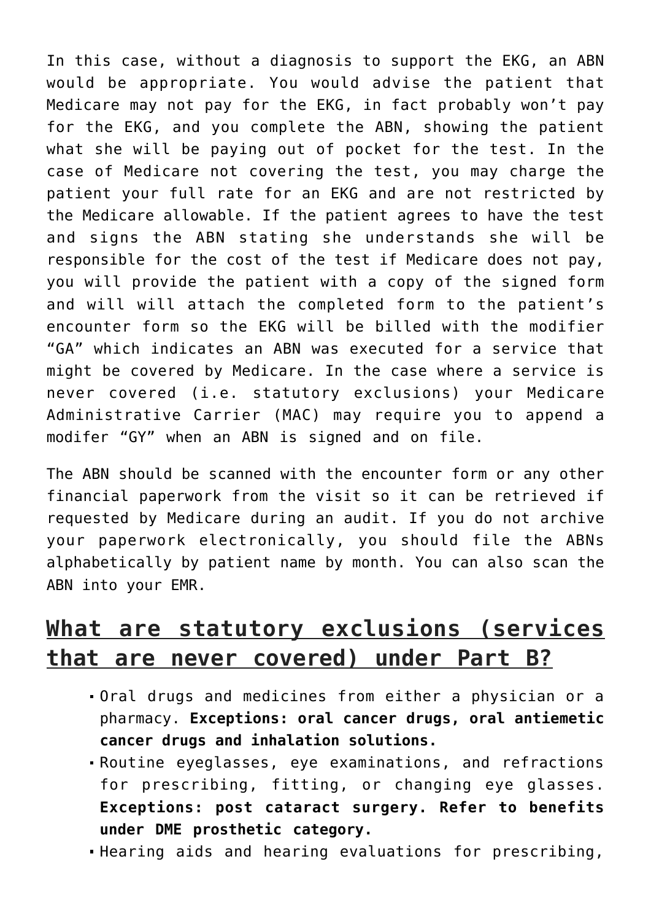In this case, without a diagnosis to support the EKG, an ABN would be appropriate. You would advise the patient that Medicare may not pay for the EKG, in fact probably won't pay for the EKG, and you complete the ABN, showing the patient what she will be paying out of pocket for the test. In the case of Medicare not covering the test, you may charge the patient your full rate for an EKG and are not restricted by the Medicare allowable. If the patient agrees to have the test and signs the ABN stating she understands she will be responsible for the cost of the test if Medicare does not pay, you will provide the patient with a copy of the signed form and will will attach the completed form to the patient's encounter form so the EKG will be billed with the modifier "GA" which indicates an ABN was executed for a service that might be covered by Medicare. In the case where a service is never covered (i.e. statutory exclusions) your Medicare Administrative Carrier (MAC) may require you to append a modifer "GY" when an ABN is signed and on file.

The ABN should be scanned with the encounter form or any other financial paperwork from the visit so it can be retrieved if requested by Medicare during an audit. If you do not archive your paperwork electronically, you should file the ABNs alphabetically by patient name by month. You can also scan the ABN into your EMR.

## What are statutory exclusions (services that are never covered) under Part B?

- Oral drugs and medicines from either a physician or a pharmacy. **Exceptions: oral cancer drugs, oral antiemetic cancer drugs and inhalation solutions.**
- Routine eyeglasses, eye examinations, and refractions for prescribing, fitting, or changing eye glasses. **Exceptions: post cataract surgery. Refer to benefits under DME prosthetic category.**
- Hearing aids and hearing evaluations for prescribing,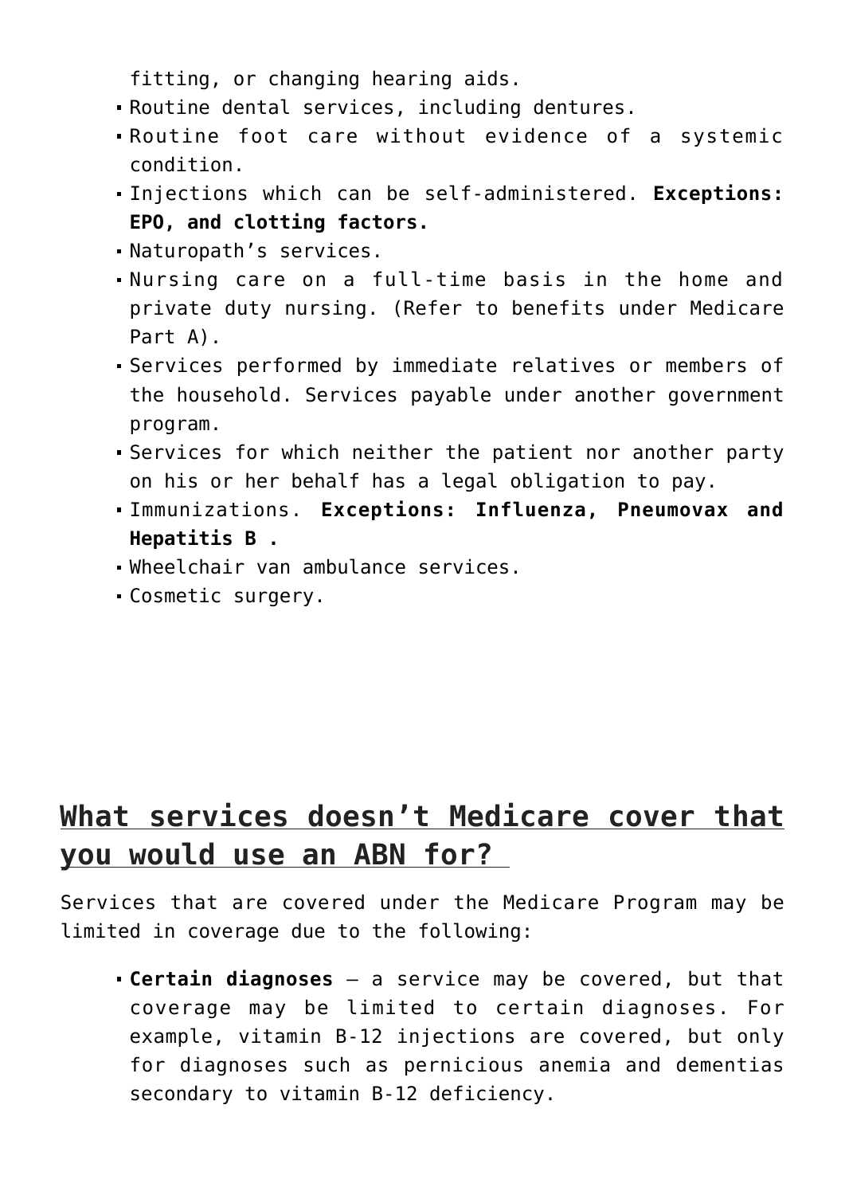fitting, or changing hearing aids.

- Routine dental services, including dentures.
- Routine foot care without evidence of a systemic condition.
- Injections which can be self-administered. **Exceptions: EPO, and clotting factors.**
- Naturopath's services.
- Nursing care on a full-time basis in the home and private duty nursing. (Refer to benefits under Medicare Part A).
- Services performed by immediate relatives or members of the household. Services payable under another government program.
- Services for which neither the patient nor another party on his or her behalf has a legal obligation to pay.
- Immunizations. **Exceptions: Influenza, Pneumovax and Hepatitis B .**
- Wheelchair van ambulance services.
- Cosmetic surgery.

## What services doesn't Medicare cover that you would use an ABN for?

Services that are covered under the Medicare Program may be limited in coverage due to the following:

- **Certain diagnoses** – a service may be covered, but that coverage may be limited to certain diagnoses. For example, vitamin B-12 injections are covered, but only for diagnoses such as pernicious anemia and dementias secondary to vitamin B-12 deficiency.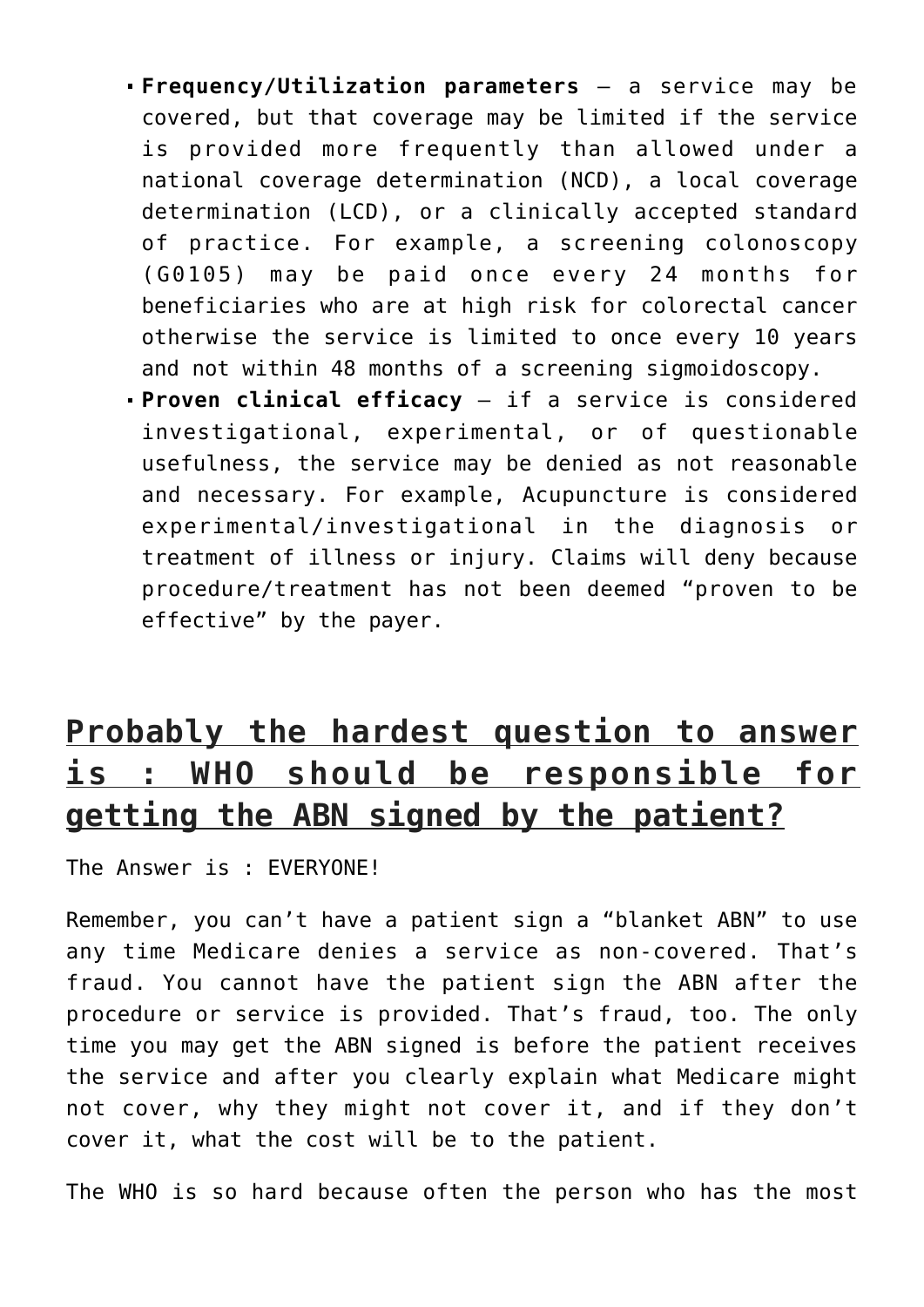- **Frequency/Utilization parameters** – a service may be covered, but that coverage may be limited if the service is provided more frequently than allowed under a national coverage determination (NCD), a local coverage determination (LCD), or a clinically accepted standard of practice. For example, a screening colonoscopy (G0105) may be paid once every 24 months for beneficiaries who are at high risk for colorectal cancer otherwise the service is limited to once every 10 years and not within 48 months of a screening sigmoidoscopy.
- **Proven clinical efficacy** – if a service is considered investigational, experimental, or of questionable usefulness, the service may be denied as not reasonable and necessary. For example, Acupuncture is considered experimental/investigational in the diagnosis or treatment of illness or injury. Claims will deny because procedure/treatment has not been deemed "proven to be effective" by the payer.

## Probably the hardest question to answer is : WHO should be responsible for getting the ABN signed by the patient?

The Answer is : EVERYONE!

Remember, you can't have a patient sign a "blanket ABN" to use any time Medicare denies a service as non-covered. That's fraud. You cannot have the patient sign the ABN after the procedure or service is provided. That's fraud, too. The only time you may get the ABN signed is before the patient receives the service and after you clearly explain what Medicare might not cover, why they might not cover it, and if they don't cover it, what the cost will be to the patient.

The WHO is so hard because often the person who has the most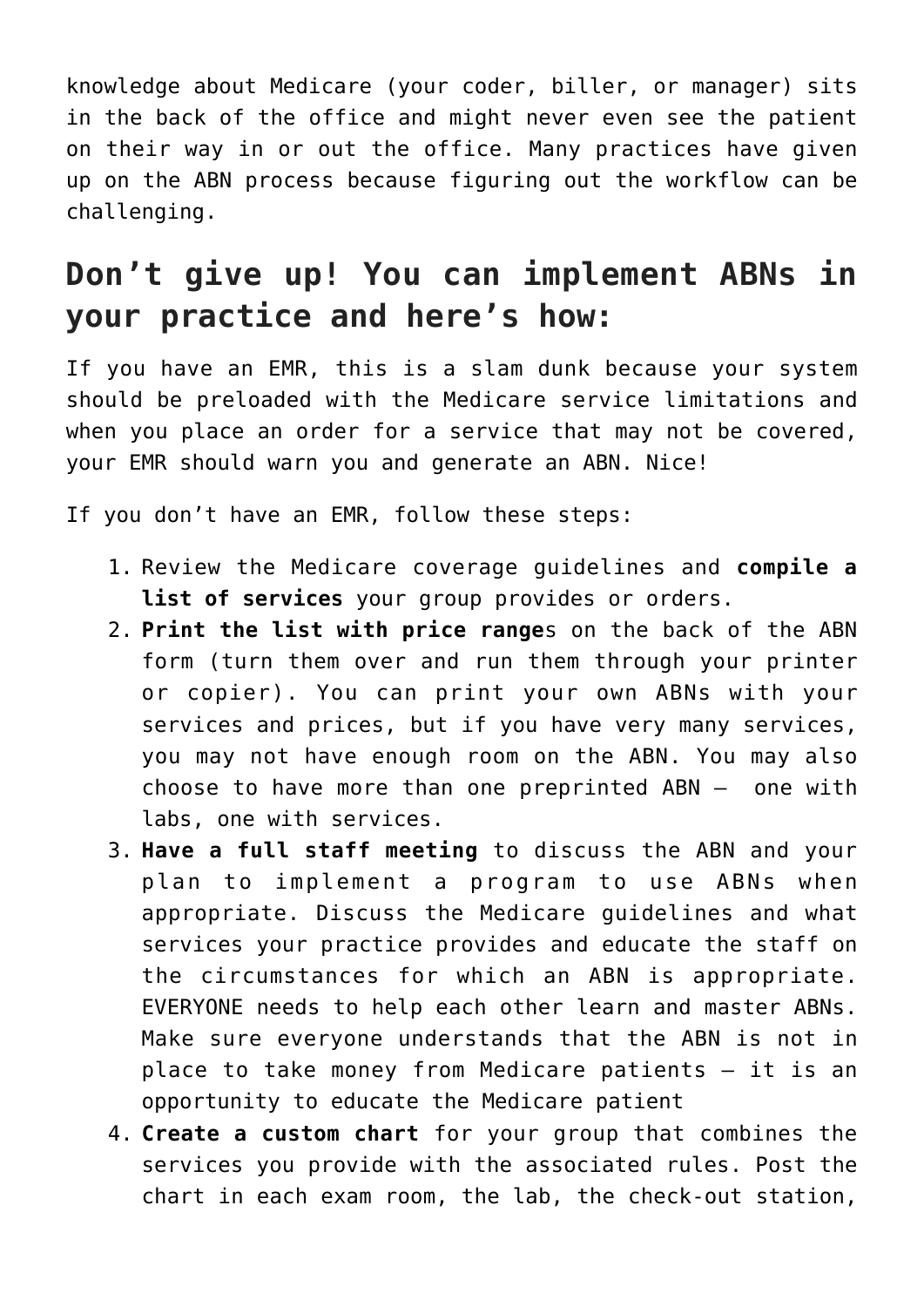knowledge about Medicare (your coder, biller, or manager) sits in the back of the office and might never even see the patient on their way in or out the office. Many practices have given up on the ABN process because figuring out the workflow can be challenging.

## Don't give up! You can implement ABNs in your practice and here's how:

If you have an EMR, this is a slam dunk because your system should be preloaded with the Medicare service limitations and when you place an order for a service that may not be covered, your EMR should warn you and generate an ABN. Nice!

If you don't have an EMR, follow these steps:

1. Review the Medicare coverage guidelines and **compile a list of services** your group provides or orders.
2. **Print the list with price range**s on the back of the ABN form (turn them over and run them through your printer or copier). You can print your own ABNs with your services and prices, but if you have very many services, you may not have enough room on the ABN. You may also choose to have more than one preprinted ABN – one with labs, one with services.
3. **Have a full staff meeting** to discuss the ABN and your plan to implement a program to use ABNs when appropriate. Discuss the Medicare guidelines and what services your practice provides and educate the staff on the circumstances for which an ABN is appropriate. EVERYONE needs to help each other learn and master ABNs. Make sure everyone understands that the ABN is not in place to take money from Medicare patients – it is an opportunity to educate the Medicare patient
4. **Create a custom chart** for your group that combines the services you provide with the associated rules. Post the chart in each exam room, the lab, the check-out station,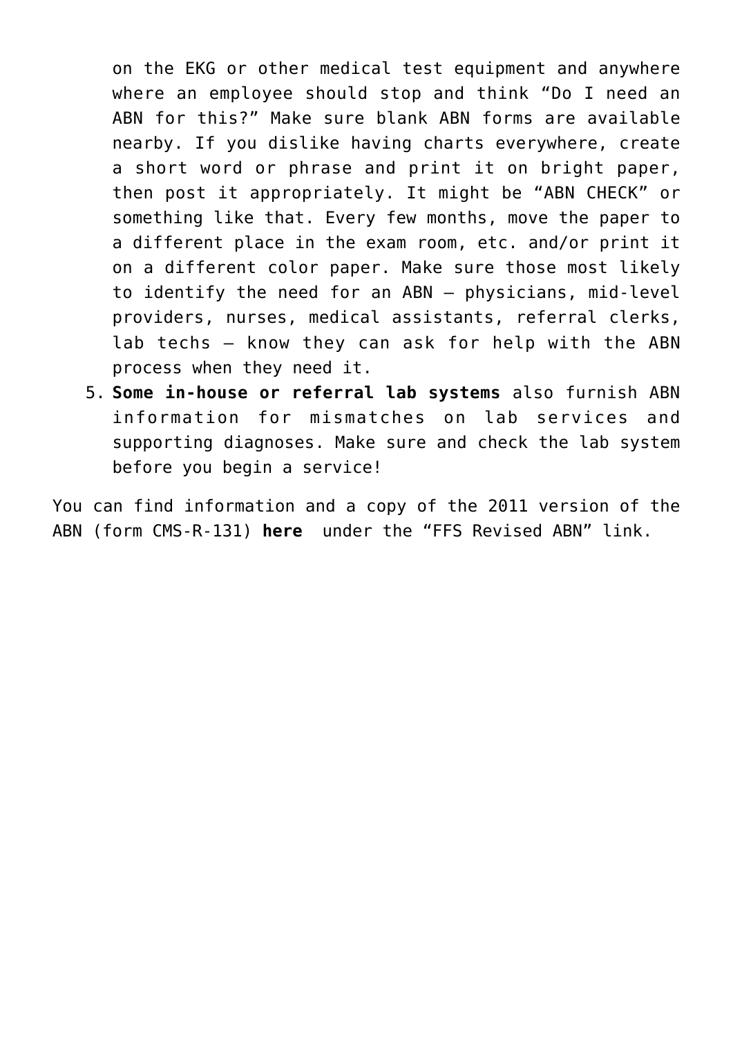on the EKG or other medical test equipment and anywhere where an employee should stop and think "Do I need an ABN for this?" Make sure blank ABN forms are available nearby. If you dislike having charts everywhere, create a short word or phrase and print it on bright paper, then post it appropriately. It might be "ABN CHECK" or something like that. Every few months, move the paper to a different place in the exam room, etc. and/or print it on a different color paper. Make sure those most likely to identify the need for an ABN – physicians, mid-level providers, nurses, medical assistants, referral clerks, lab techs – know they can ask for help with the ABN process when they need it.

5. **Some in-house or referral lab systems** also furnish ABN information for mismatches on lab services and supporting diagnoses. Make sure and check the lab system before you begin a service!

You can find information and a copy of the 2011 version of the ABN (form CMS-R-131) **here** under the "FFS Revised ABN" link.